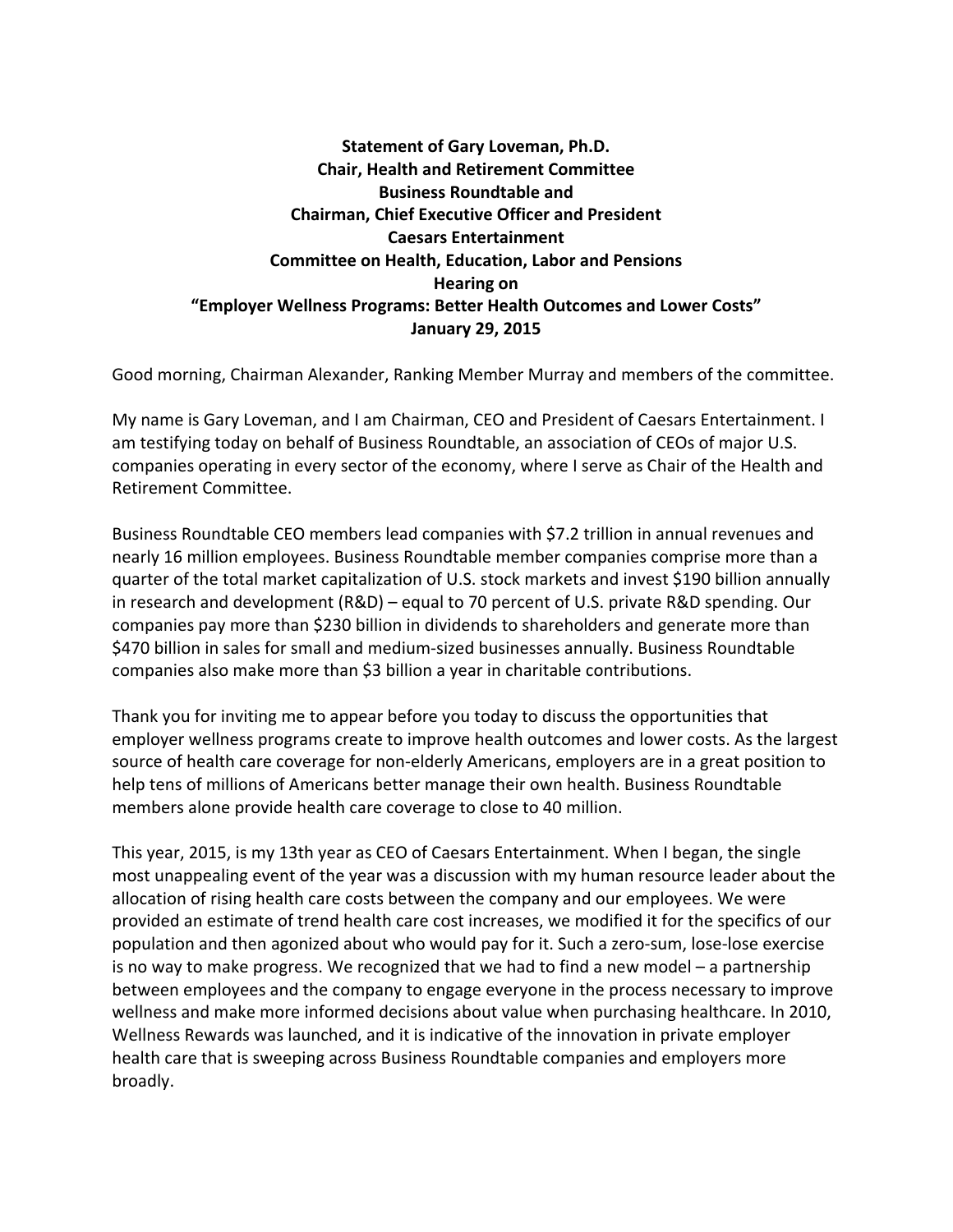**Statement of Gary Loveman, Ph.D.**
**Chair, Health and Retirement Committee**
**Business Roundtable and**
**Chairman, Chief Executive Officer and President**
**Caesars Entertainment**
**Committee on Health, Education, Labor and Pensions**
**Hearing on**
**"Employer Wellness Programs: Better Health Outcomes and Lower Costs"**
**January 29, 2015**

Good morning, Chairman Alexander, Ranking Member Murray and members of the committee.

My name is Gary Loveman, and I am Chairman, CEO and President of Caesars Entertainment. I am testifying today on behalf of Business Roundtable, an association of CEOs of major U.S. companies operating in every sector of the economy, where I serve as Chair of the Health and Retirement Committee.

Business Roundtable CEO members lead companies with $7.2 trillion in annual revenues and nearly 16 million employees. Business Roundtable member companies comprise more than a quarter of the total market capitalization of U.S. stock markets and invest $190 billion annually in research and development (R&D) – equal to 70 percent of U.S. private R&D spending. Our companies pay more than $230 billion in dividends to shareholders and generate more than $470 billion in sales for small and medium-sized businesses annually. Business Roundtable companies also make more than $3 billion a year in charitable contributions.

Thank you for inviting me to appear before you today to discuss the opportunities that employer wellness programs create to improve health outcomes and lower costs. As the largest source of health care coverage for non-elderly Americans, employers are in a great position to help tens of millions of Americans better manage their own health. Business Roundtable members alone provide health care coverage to close to 40 million.

This year, 2015, is my 13th year as CEO of Caesars Entertainment. When I began, the single most unappealing event of the year was a discussion with my human resource leader about the allocation of rising health care costs between the company and our employees. We were provided an estimate of trend health care cost increases, we modified it for the specifics of our population and then agonized about who would pay for it. Such a zero-sum, lose-lose exercise is no way to make progress. We recognized that we had to find a new model – a partnership between employees and the company to engage everyone in the process necessary to improve wellness and make more informed decisions about value when purchasing healthcare. In 2010, Wellness Rewards was launched, and it is indicative of the innovation in private employer health care that is sweeping across Business Roundtable companies and employers more broadly.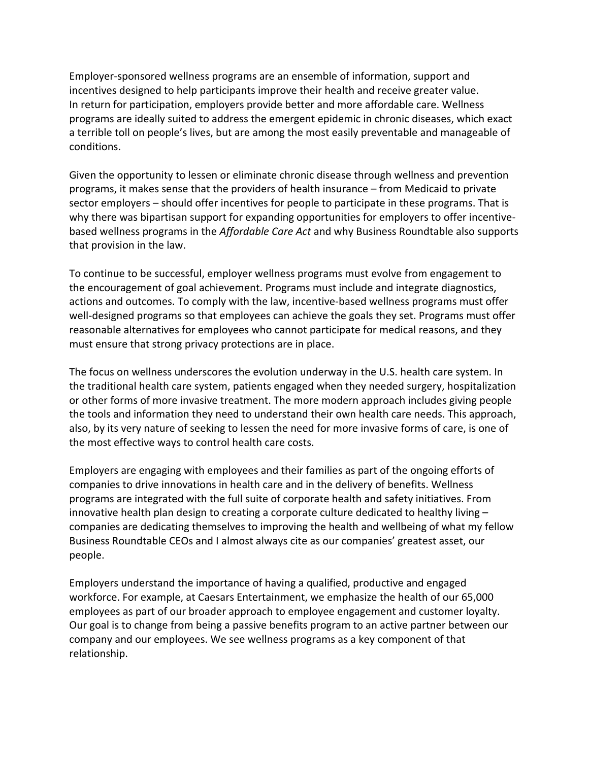Employer-sponsored wellness programs are an ensemble of information, support and incentives designed to help participants improve their health and receive greater value. In return for participation, employers provide better and more affordable care. Wellness programs are ideally suited to address the emergent epidemic in chronic diseases, which exact a terrible toll on people's lives, but are among the most easily preventable and manageable of conditions.

Given the opportunity to lessen or eliminate chronic disease through wellness and prevention programs, it makes sense that the providers of health insurance – from Medicaid to private sector employers – should offer incentives for people to participate in these programs. That is why there was bipartisan support for expanding opportunities for employers to offer incentive-based wellness programs in the *Affordable Care Act* and why Business Roundtable also supports that provision in the law.

To continue to be successful, employer wellness programs must evolve from engagement to the encouragement of goal achievement. Programs must include and integrate diagnostics, actions and outcomes. To comply with the law, incentive-based wellness programs must offer well-designed programs so that employees can achieve the goals they set. Programs must offer reasonable alternatives for employees who cannot participate for medical reasons, and they must ensure that strong privacy protections are in place.

The focus on wellness underscores the evolution underway in the U.S. health care system. In the traditional health care system, patients engaged when they needed surgery, hospitalization or other forms of more invasive treatment. The more modern approach includes giving people the tools and information they need to understand their own health care needs. This approach, also, by its very nature of seeking to lessen the need for more invasive forms of care, is one of the most effective ways to control health care costs.

Employers are engaging with employees and their families as part of the ongoing efforts of companies to drive innovations in health care and in the delivery of benefits. Wellness programs are integrated with the full suite of corporate health and safety initiatives. From innovative health plan design to creating a corporate culture dedicated to healthy living – companies are dedicating themselves to improving the health and wellbeing of what my fellow Business Roundtable CEOs and I almost always cite as our companies' greatest asset, our people.

Employers understand the importance of having a qualified, productive and engaged workforce. For example, at Caesars Entertainment, we emphasize the health of our 65,000 employees as part of our broader approach to employee engagement and customer loyalty. Our goal is to change from being a passive benefits program to an active partner between our company and our employees. We see wellness programs as a key component of that relationship.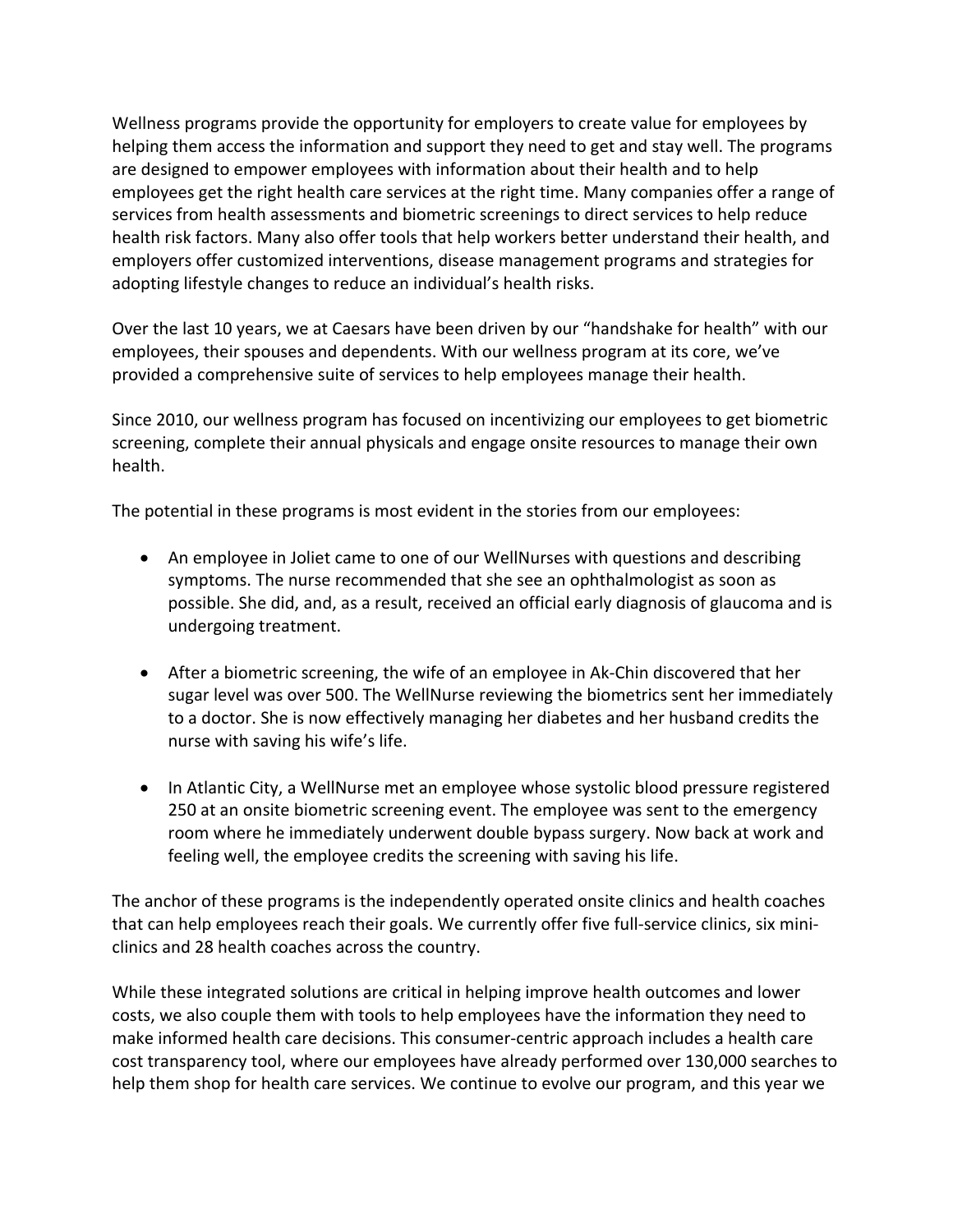Wellness programs provide the opportunity for employers to create value for employees by helping them access the information and support they need to get and stay well. The programs are designed to empower employees with information about their health and to help employees get the right health care services at the right time. Many companies offer a range of services from health assessments and biometric screenings to direct services to help reduce health risk factors. Many also offer tools that help workers better understand their health, and employers offer customized interventions, disease management programs and strategies for adopting lifestyle changes to reduce an individual's health risks.

Over the last 10 years, we at Caesars have been driven by our "handshake for health" with our employees, their spouses and dependents. With our wellness program at its core, we've provided a comprehensive suite of services to help employees manage their health.

Since 2010, our wellness program has focused on incentivizing our employees to get biometric screening, complete their annual physicals and engage onsite resources to manage their own health.

The potential in these programs is most evident in the stories from our employees:

- An employee in Joliet came to one of our WellNurses with questions and describing symptoms. The nurse recommended that she see an ophthalmologist as soon as possible. She did, and, as a result, received an official early diagnosis of glaucoma and is undergoing treatment.

- After a biometric screening, the wife of an employee in Ak-Chin discovered that her sugar level was over 500. The WellNurse reviewing the biometrics sent her immediately to a doctor. She is now effectively managing her diabetes and her husband credits the nurse with saving his wife's life.

- In Atlantic City, a WellNurse met an employee whose systolic blood pressure registered 250 at an onsite biometric screening event. The employee was sent to the emergency room where he immediately underwent double bypass surgery. Now back at work and feeling well, the employee credits the screening with saving his life.

The anchor of these programs is the independently operated onsite clinics and health coaches that can help employees reach their goals. We currently offer five full-service clinics, six mini-clinics and 28 health coaches across the country.

While these integrated solutions are critical in helping improve health outcomes and lower costs, we also couple them with tools to help employees have the information they need to make informed health care decisions. This consumer-centric approach includes a health care cost transparency tool, where our employees have already performed over 130,000 searches to help them shop for health care services. We continue to evolve our program, and this year we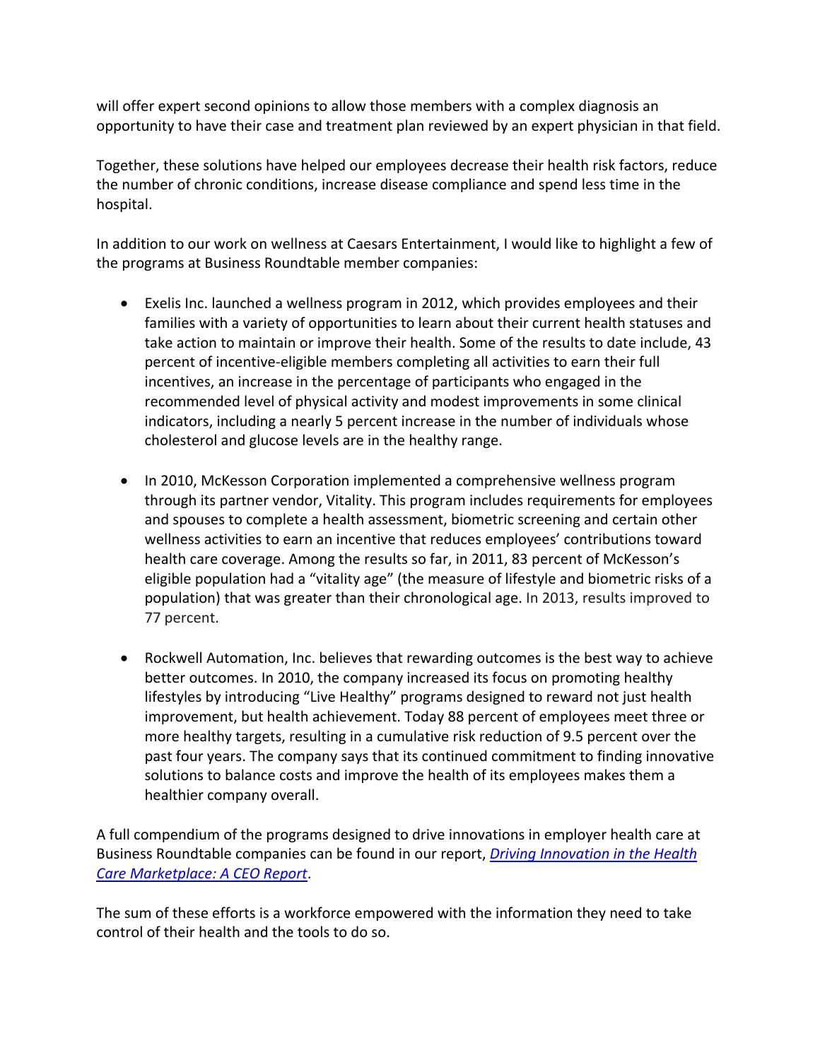will offer expert second opinions to allow those members with a complex diagnosis an opportunity to have their case and treatment plan reviewed by an expert physician in that field.

Together, these solutions have helped our employees decrease their health risk factors, reduce the number of chronic conditions, increase disease compliance and spend less time in the hospital.

In addition to our work on wellness at Caesars Entertainment, I would like to highlight a few of the programs at Business Roundtable member companies:

- Exelis Inc. launched a wellness program in 2012, which provides employees and their families with a variety of opportunities to learn about their current health statuses and take action to maintain or improve their health. Some of the results to date include, 43 percent of incentive-eligible members completing all activities to earn their full incentives, an increase in the percentage of participants who engaged in the recommended level of physical activity and modest improvements in some clinical indicators, including a nearly 5 percent increase in the number of individuals whose cholesterol and glucose levels are in the healthy range.

- In 2010, McKesson Corporation implemented a comprehensive wellness program through its partner vendor, Vitality. This program includes requirements for employees and spouses to complete a health assessment, biometric screening and certain other wellness activities to earn an incentive that reduces employees' contributions toward health care coverage. Among the results so far, in 2011, 83 percent of McKesson's eligible population had a "vitality age" (the measure of lifestyle and biometric risks of a population) that was greater than their chronological age. In 2013, results improved to 77 percent.

- Rockwell Automation, Inc. believes that rewarding outcomes is the best way to achieve better outcomes. In 2010, the company increased its focus on promoting healthy lifestyles by introducing "Live Healthy" programs designed to reward not just health improvement, but health achievement. Today 88 percent of employees meet three or more healthy targets, resulting in a cumulative risk reduction of 9.5 percent over the past four years. The company says that its continued commitment to finding innovative solutions to balance costs and improve the health of its employees makes them a healthier company overall.

A full compendium of the programs designed to drive innovations in employer health care at Business Roundtable companies can be found in our report, *Driving Innovation in the Health Care Marketplace: A CEO Report*.

The sum of these efforts is a workforce empowered with the information they need to take control of their health and the tools to do so.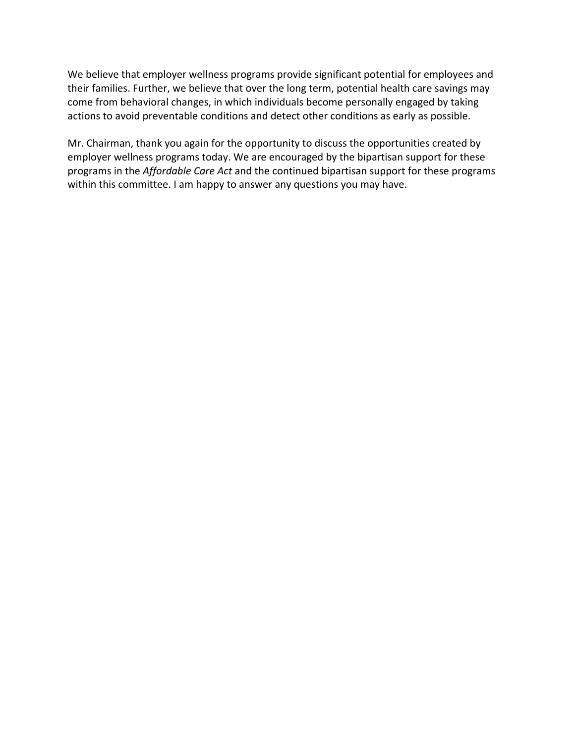We believe that employer wellness programs provide significant potential for employees and their families. Further, we believe that over the long term, potential health care savings may come from behavioral changes, in which individuals become personally engaged by taking actions to avoid preventable conditions and detect other conditions as early as possible.

Mr. Chairman, thank you again for the opportunity to discuss the opportunities created by employer wellness programs today. We are encouraged by the bipartisan support for these programs in the *Affordable Care Act* and the continued bipartisan support for these programs within this committee. I am happy to answer any questions you may have.